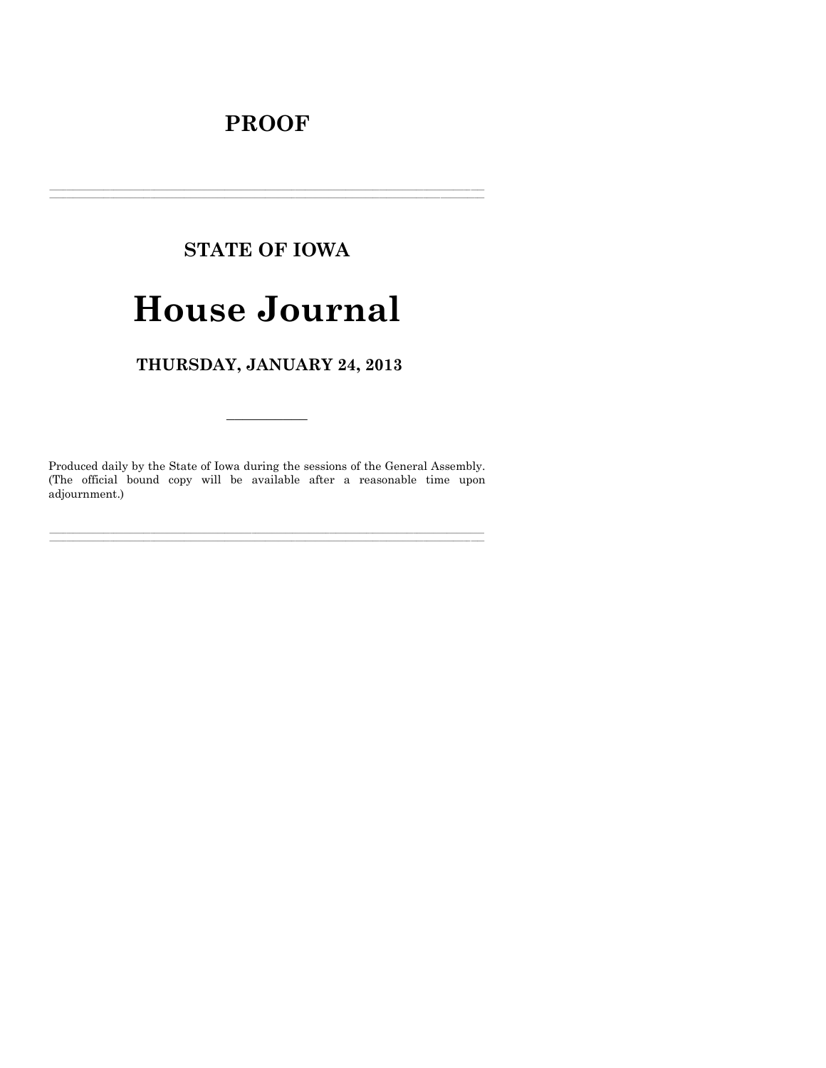# PROOF

---

## STATE OF IOWA

# House Journal

## THURSDAY, JANUARY 24, 2013

---

Produced daily by the State of Iowa during the sessions of the General Assembly. (The official bound copy will be available after a reasonable time upon adjournment.)

---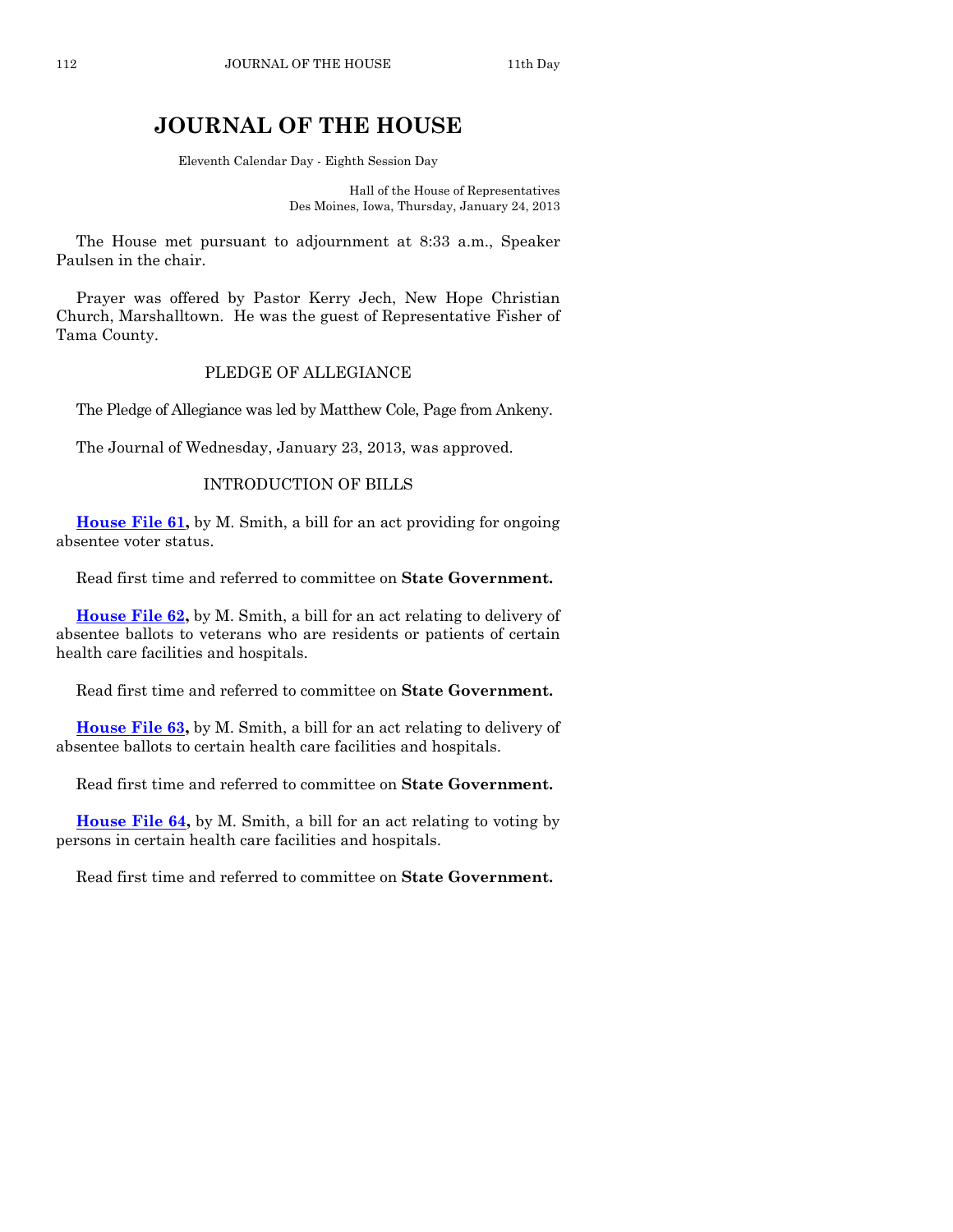# JOURNAL OF THE HOUSE

Eleventh Calendar Day - Eighth Session Day

Hall of the House of Representatives
Des Moines, Iowa, Thursday, January 24, 2013

The House met pursuant to adjournment at 8:33 a.m., Speaker Paulsen in the chair.

Prayer was offered by Pastor Kerry Jech, New Hope Christian Church, Marshalltown. He was the guest of Representative Fisher of Tama County.

## PLEDGE OF ALLEGIANCE

The Pledge of Allegiance was led by Matthew Cole, Page from Ankeny.

The Journal of Wednesday, January 23, 2013, was approved.

## INTRODUCTION OF BILLS

**House File 61,** by M. Smith, a bill for an act providing for ongoing absentee voter status.

Read first time and referred to committee on **State Government.**

**House File 62,** by M. Smith, a bill for an act relating to delivery of absentee ballots to veterans who are residents or patients of certain health care facilities and hospitals.

Read first time and referred to committee on **State Government.**

**House File 63,** by M. Smith, a bill for an act relating to delivery of absentee ballots to certain health care facilities and hospitals.

Read first time and referred to committee on **State Government.**

**House File 64,** by M. Smith, a bill for an act relating to voting by persons in certain health care facilities and hospitals.

Read first time and referred to committee on **State Government.**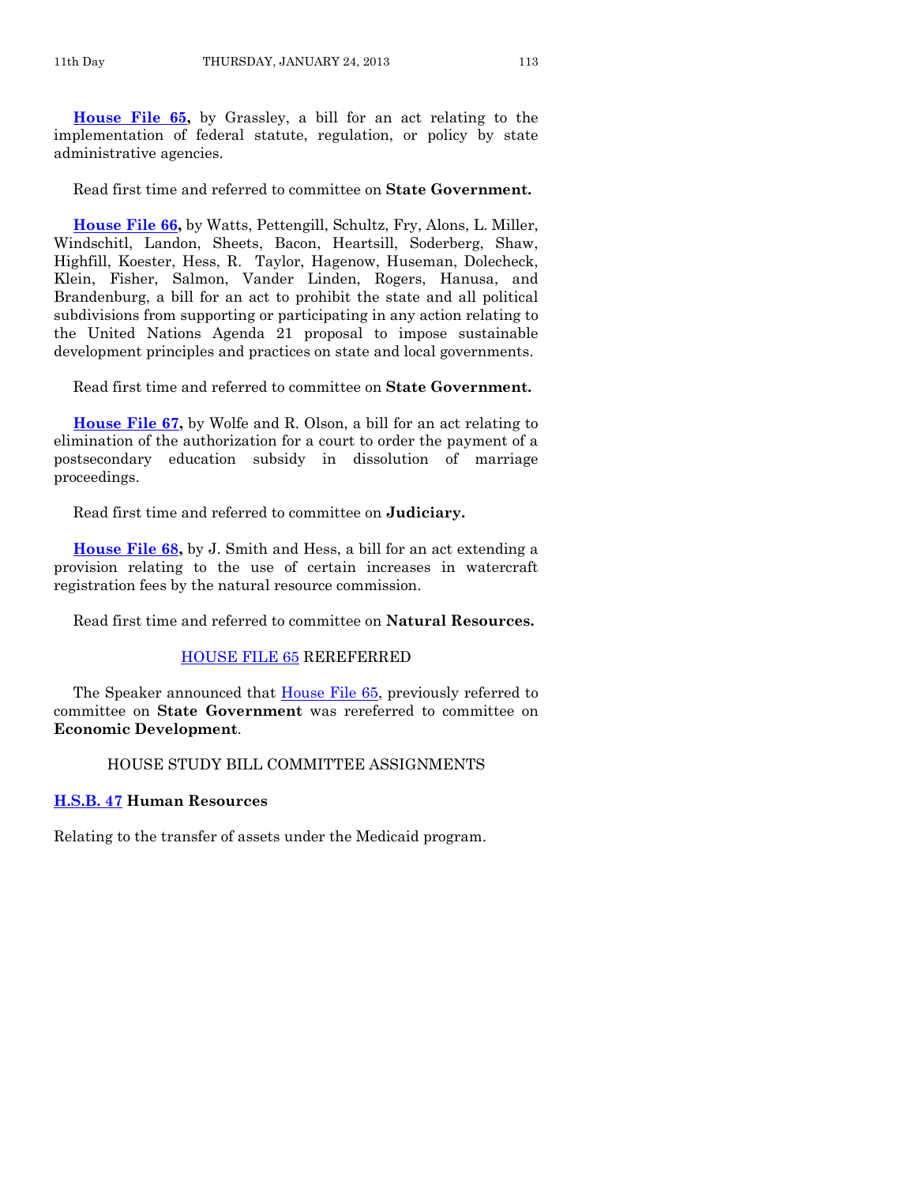**House File 65,** by Grassley, a bill for an act relating to the implementation of federal statute, regulation, or policy by state administrative agencies.

Read first time and referred to committee on **State Government.**

**House File 66,** by Watts, Pettengill, Schultz, Fry, Alons, L. Miller, Windschitl, Landon, Sheets, Bacon, Heartsill, Soderberg, Shaw, Highfill, Koester, Hess, R. Taylor, Hagenow, Huseman, Dolecheck, Klein, Fisher, Salmon, Vander Linden, Rogers, Hanusa, and Brandenburg, a bill for an act to prohibit the state and all political subdivisions from supporting or participating in any action relating to the United Nations Agenda 21 proposal to impose sustainable development principles and practices on state and local governments.

Read first time and referred to committee on **State Government.**

**House File 67,** by Wolfe and R. Olson, a bill for an act relating to elimination of the authorization for a court to order the payment of a postsecondary education subsidy in dissolution of marriage proceedings.

Read first time and referred to committee on **Judiciary.**

**House File 68,** by J. Smith and Hess, a bill for an act extending a provision relating to the use of certain increases in watercraft registration fees by the natural resource commission.

Read first time and referred to committee on **Natural Resources.**

## HOUSE FILE 65 REREFERRED

The Speaker announced that House File 65, previously referred to committee on **State Government** was rereferred to committee on **Economic Development**.

## HOUSE STUDY BILL COMMITTEE ASSIGNMENTS

**H.S.B. 47 Human Resources**

Relating to the transfer of assets under the Medicaid program.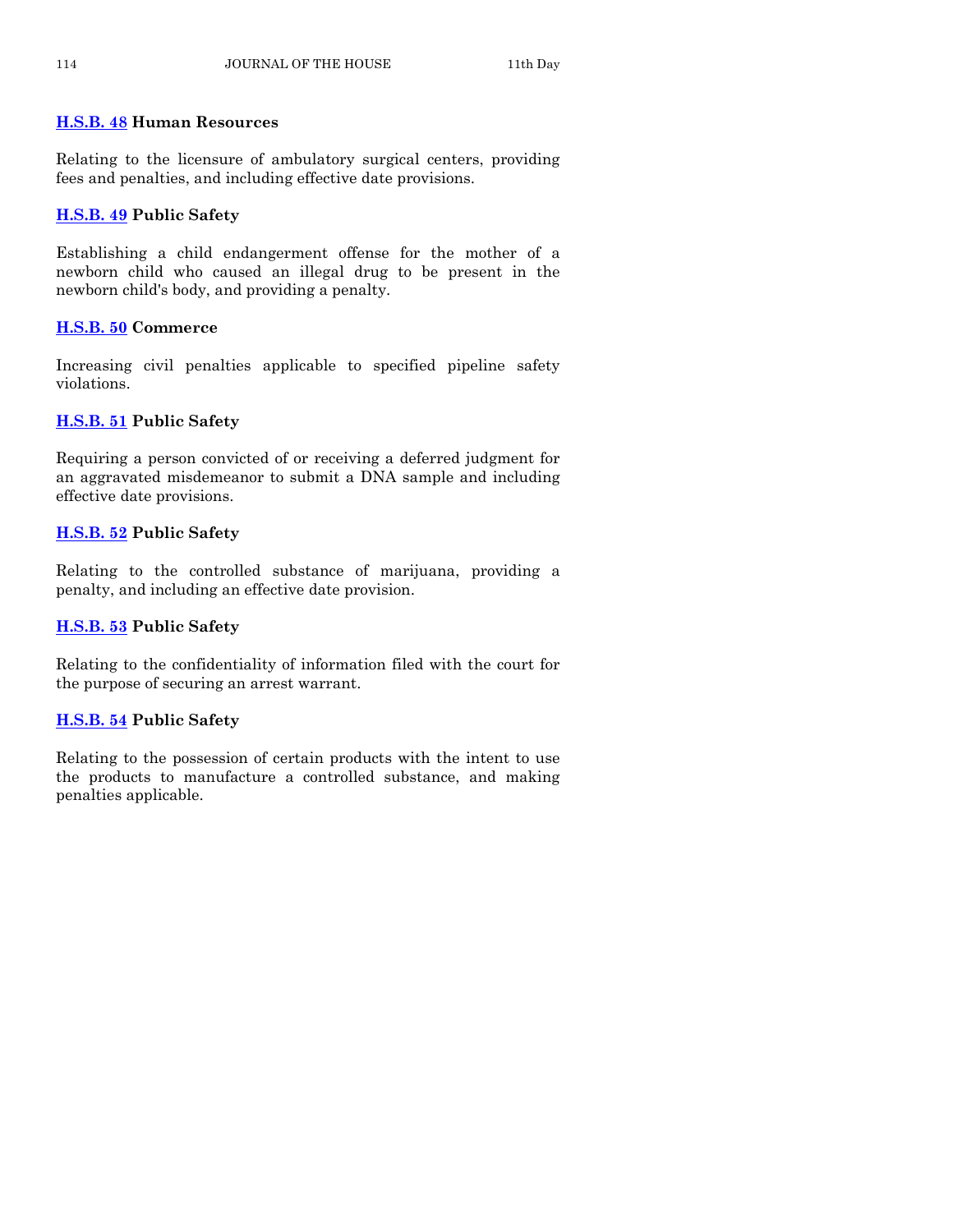**H.S.B. 48 Human Resources**

Relating to the licensure of ambulatory surgical centers, providing fees and penalties, and including effective date provisions.

**H.S.B. 49 Public Safety**

Establishing a child endangerment offense for the mother of a newborn child who caused an illegal drug to be present in the newborn child's body, and providing a penalty.

**H.S.B. 50 Commerce**

Increasing civil penalties applicable to specified pipeline safety violations.

**H.S.B. 51 Public Safety**

Requiring a person convicted of or receiving a deferred judgment for an aggravated misdemeanor to submit a DNA sample and including effective date provisions.

**H.S.B. 52 Public Safety**

Relating to the controlled substance of marijuana, providing a penalty, and including an effective date provision.

**H.S.B. 53 Public Safety**

Relating to the confidentiality of information filed with the court for the purpose of securing an arrest warrant.

**H.S.B. 54 Public Safety**

Relating to the possession of certain products with the intent to use the products to manufacture a controlled substance, and making penalties applicable.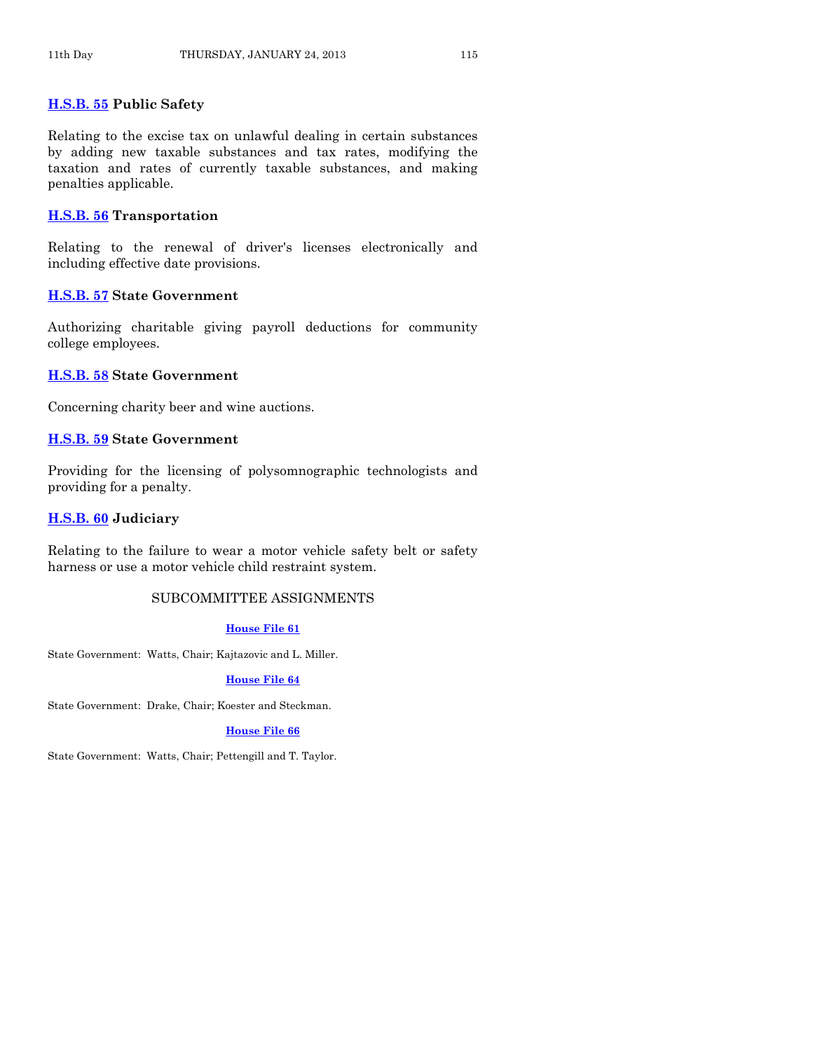**H.S.B. 55 Public Safety**

Relating to the excise tax on unlawful dealing in certain substances by adding new taxable substances and tax rates, modifying the taxation and rates of currently taxable substances, and making penalties applicable.

**H.S.B. 56 Transportation**

Relating to the renewal of driver's licenses electronically and including effective date provisions.

**H.S.B. 57 State Government**

Authorizing charitable giving payroll deductions for community college employees.

**H.S.B. 58 State Government**

Concerning charity beer and wine auctions.

**H.S.B. 59 State Government**

Providing for the licensing of polysomnographic technologists and providing for a penalty.

**H.S.B. 60 Judiciary**

Relating to the failure to wear a motor vehicle safety belt or safety harness or use a motor vehicle child restraint system.

## SUBCOMMITTEE ASSIGNMENTS

**House File 61**

State Government: Watts, Chair; Kajtazovic and L. Miller.

**House File 64**

State Government: Drake, Chair; Koester and Steckman.

**House File 66**

State Government: Watts, Chair; Pettengill and T. Taylor.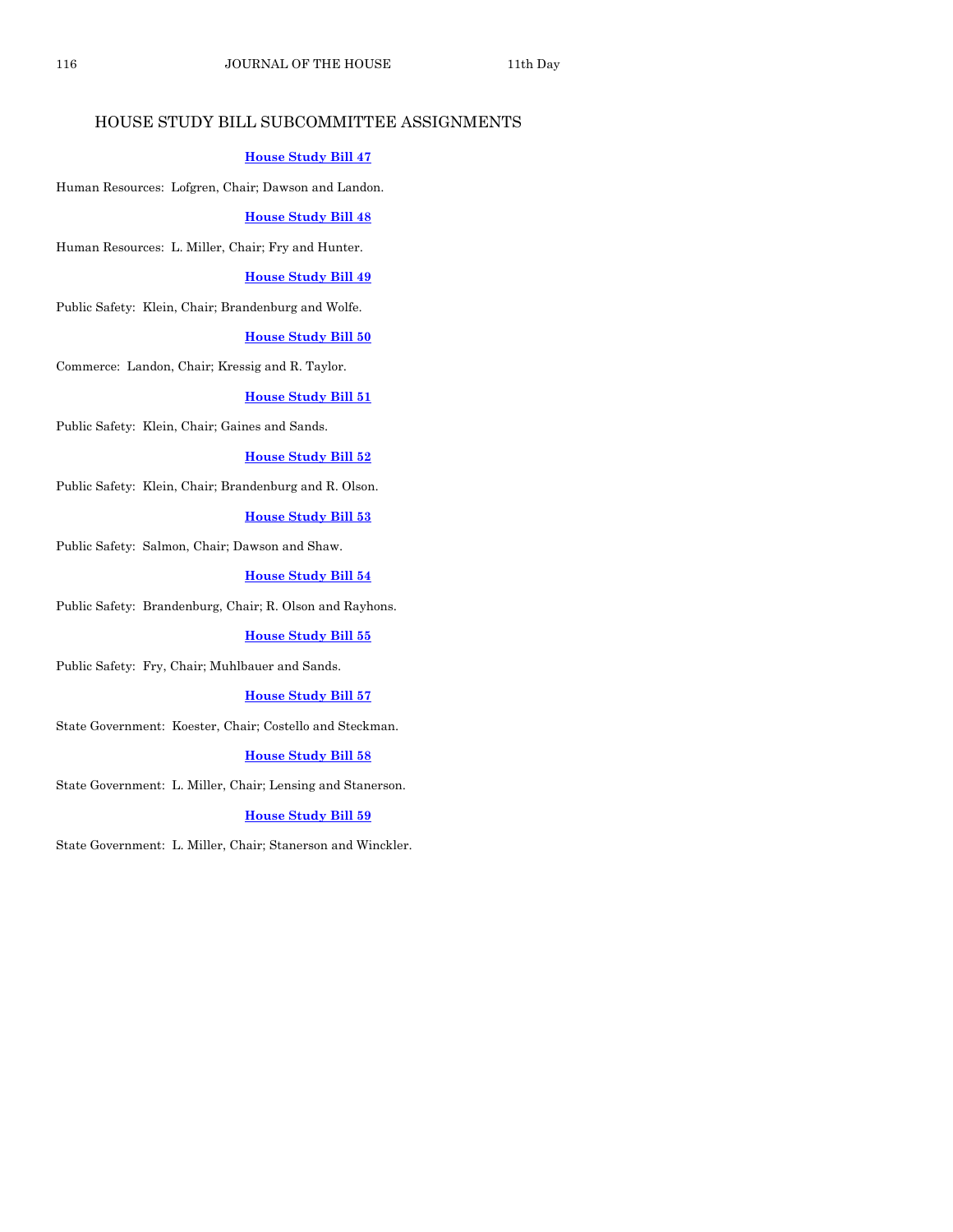## HOUSE STUDY BILL SUBCOMMITTEE ASSIGNMENTS

**House Study Bill 47**

Human Resources: Lofgren, Chair; Dawson and Landon.

**House Study Bill 48**

Human Resources: L. Miller, Chair; Fry and Hunter.

**House Study Bill 49**

Public Safety: Klein, Chair; Brandenburg and Wolfe.

**House Study Bill 50**

Commerce: Landon, Chair; Kressig and R. Taylor.

**House Study Bill 51**

Public Safety: Klein, Chair; Gaines and Sands.

**House Study Bill 52**

Public Safety: Klein, Chair; Brandenburg and R. Olson.

**House Study Bill 53**

Public Safety: Salmon, Chair; Dawson and Shaw.

**House Study Bill 54**

Public Safety: Brandenburg, Chair; R. Olson and Rayhons.

**House Study Bill 55**

Public Safety: Fry, Chair; Muhlbauer and Sands.

**House Study Bill 57**

State Government: Koester, Chair; Costello and Steckman.

**House Study Bill 58**

State Government: L. Miller, Chair; Lensing and Stanerson.

**House Study Bill 59**

State Government: L. Miller, Chair; Stanerson and Winckler.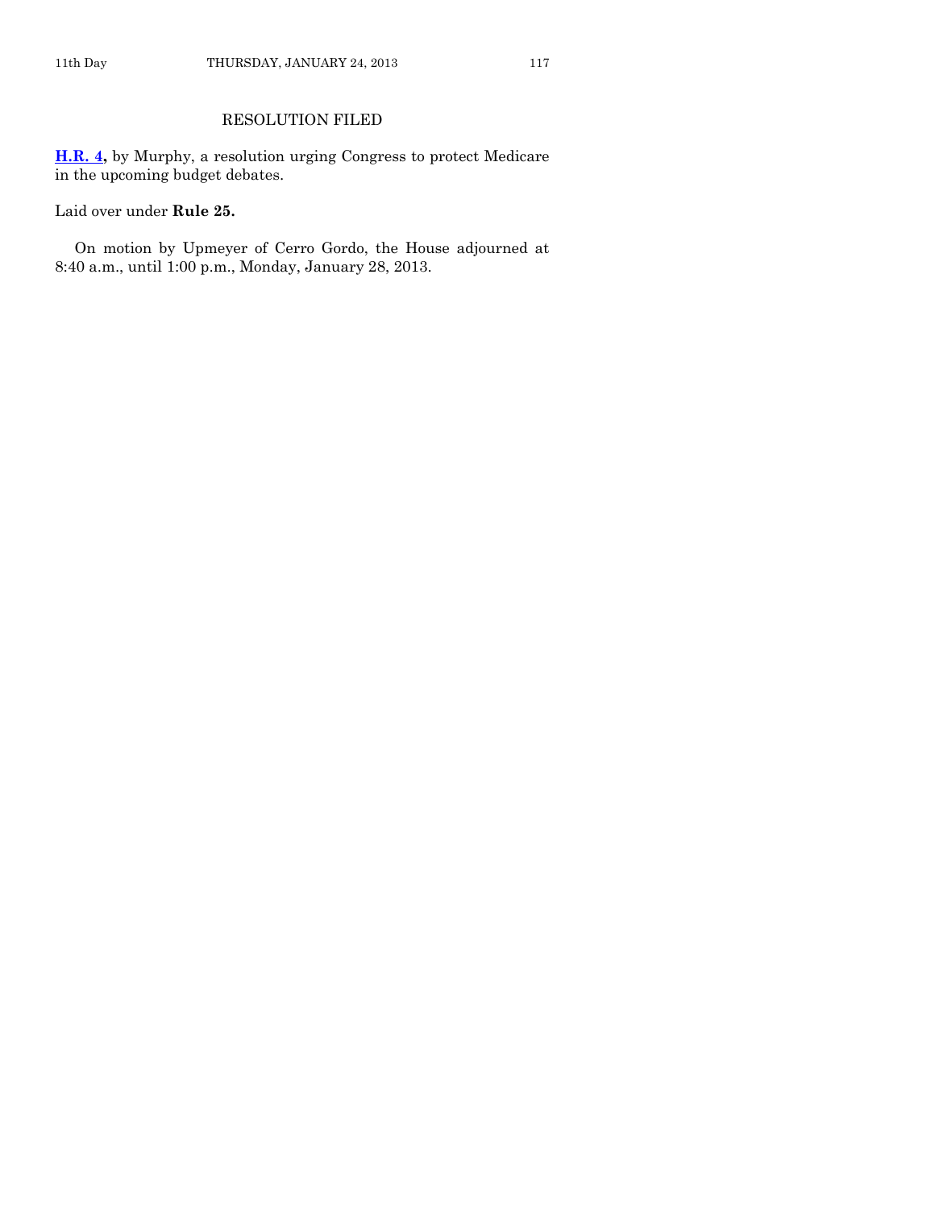## RESOLUTION FILED

**H.R. 4,** by Murphy, a resolution urging Congress to protect Medicare in the upcoming budget debates.

Laid over under **Rule 25.**

On motion by Upmeyer of Cerro Gordo, the House adjourned at 8:40 a.m., until 1:00 p.m., Monday, January 28, 2013.